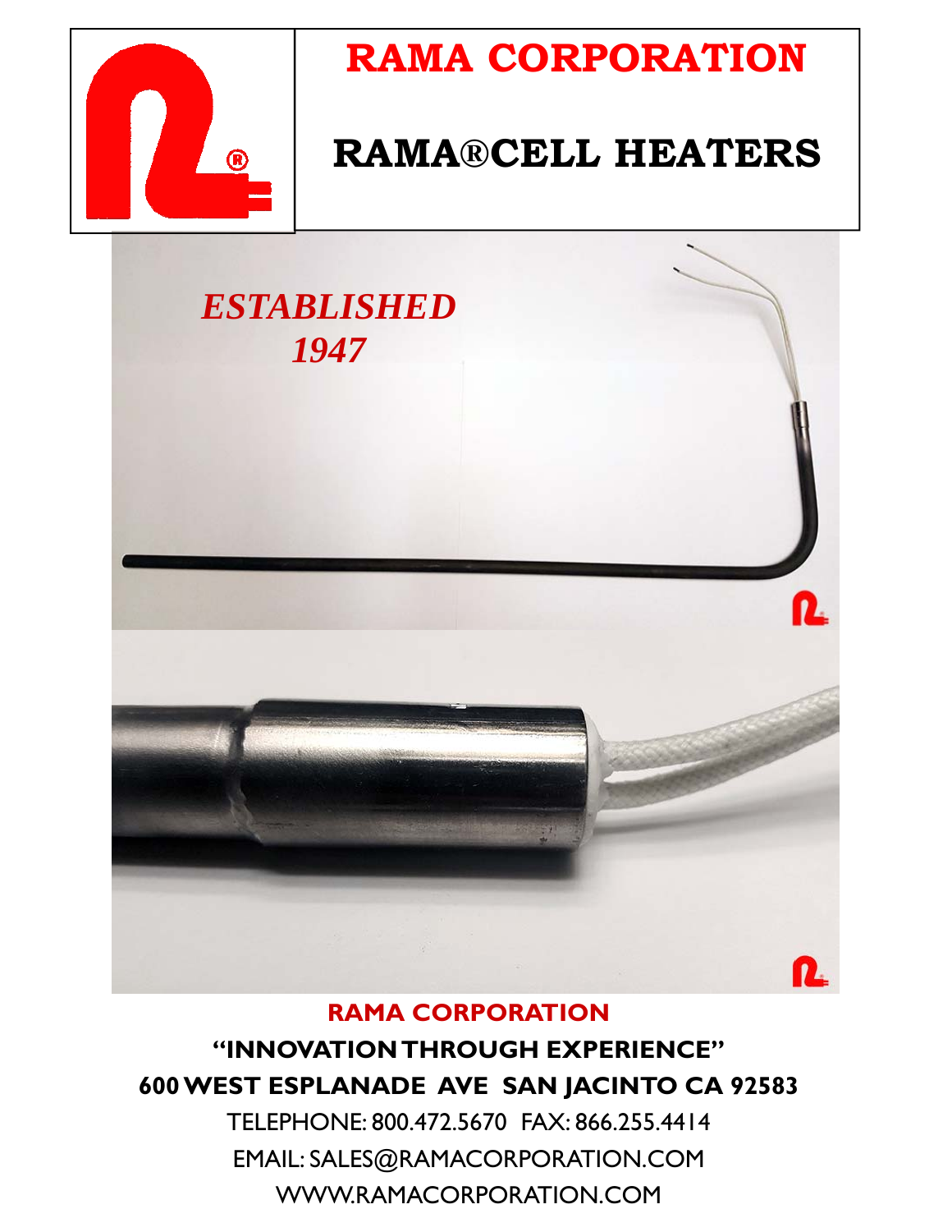# RAMA CORPORATION

# RAMA®CELL HEATERS

*ESTABLISHED*
*1947*

**RAMA CORPORATION**

**"INNOVATION THROUGH EXPERIENCE"**

**600 WEST ESPLANADE AVE SAN JACINTO CA 92583**

TELEPHONE: 800.472.5670 FAX: 866.255.4414

EMAIL: SALES@RAMACORPORATION.COM

WWW.RAMACORPORATION.COM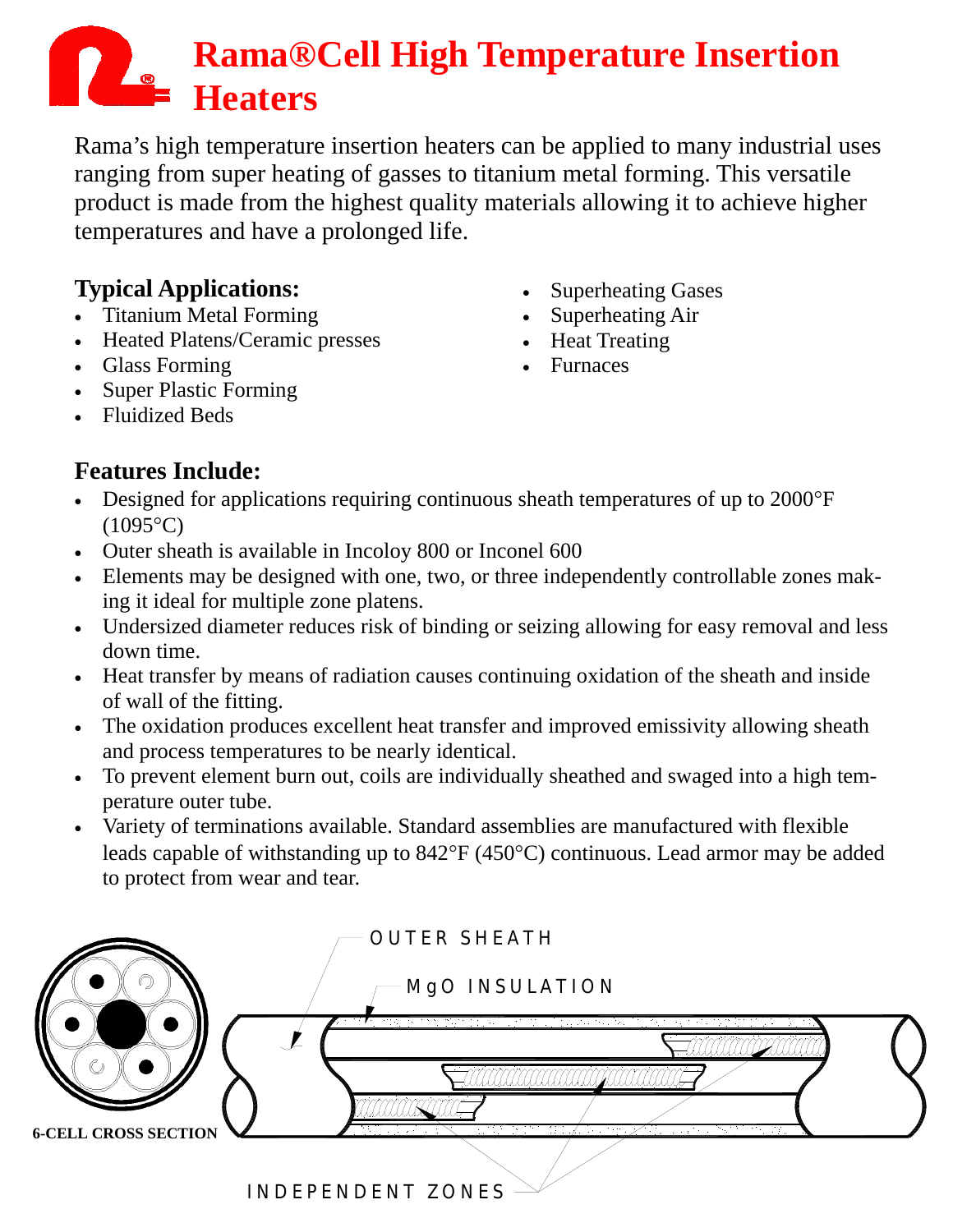# Rama®Cell High Temperature Insertion Heaters

Rama's high temperature insertion heaters can be applied to many industrial uses ranging from super heating of gasses to titanium metal forming. This versatile product is made from the highest quality materials allowing it to achieve higher temperatures and have a prolonged life.

## Typical Applications:

- Titanium Metal Forming
- Heated Platens/Ceramic presses
- Glass Forming
- Super Plastic Forming
- Fluidized Beds
- Superheating Gases
- Superheating Air
- Heat Treating
- Furnaces

## Features Include:

- Designed for applications requiring continuous sheath temperatures of up to 2000°F (1095°C)
- Outer sheath is available in Incoloy 800 or Inconel 600
- Elements may be designed with one, two, or three independently controllable zones making it ideal for multiple zone platens.
- Undersized diameter reduces risk of binding or seizing allowing for easy removal and less down time.
- Heat transfer by means of radiation causes continuing oxidation of the sheath and inside of wall of the fitting.
- The oxidation produces excellent heat transfer and improved emissivity allowing sheath and process temperatures to be nearly identical.
- To prevent element burn out, coils are individually sheathed and swaged into a high temperature outer tube.
- Variety of terminations available. Standard assemblies are manufactured with flexible leads capable of withstanding up to 842°F (450°C) continuous. Lead armor may be added to protect from wear and tear.

OUTER SHEATH

MgO INSULATION

6-CELL CROSS SECTION

INDEPENDENT ZONES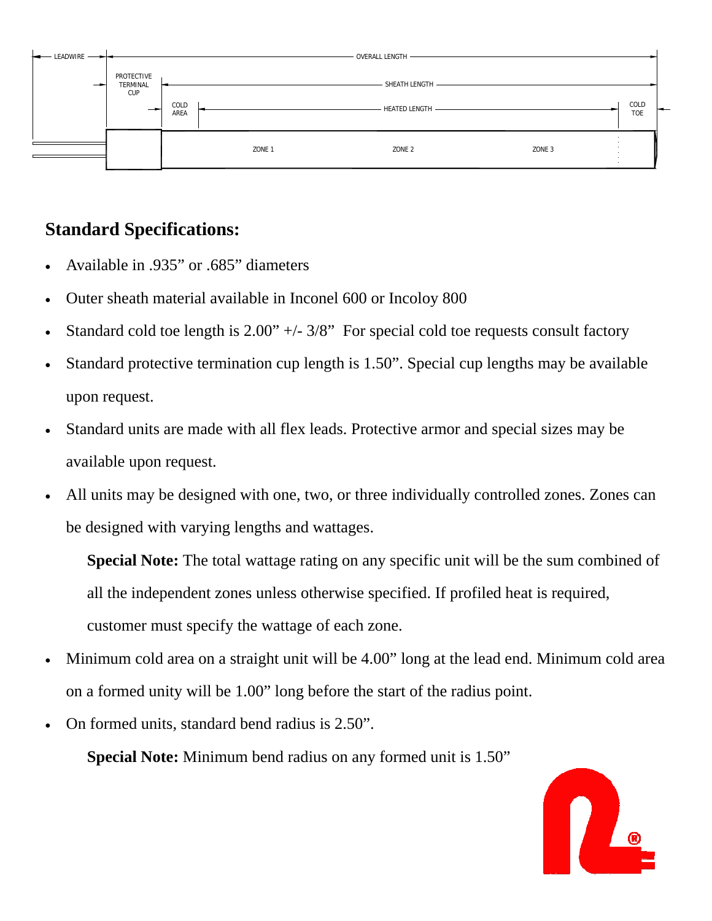LEADWIRE — OVERALL LENGTH

PROTECTIVE TERMINAL CUP — SHEATH LENGTH

COLD AREA — HEATED LENGTH — COLD TOE

ZONE 1 ZONE 2 ZONE 3

## Standard Specifications:

- Available in .935" or .685" diameters
- Outer sheath material available in Inconel 600 or Incoloy 800
- Standard cold toe length is 2.00" +/- 3/8" For special cold toe requests consult factory
- Standard protective termination cup length is 1.50". Special cup lengths may be available upon request.
- Standard units are made with all flex leads. Protective armor and special sizes may be available upon request.
- All units may be designed with one, two, or three individually controlled zones. Zones can be designed with varying lengths and wattages.

  **Special Note:** The total wattage rating on any specific unit will be the sum combined of all the independent zones unless otherwise specified. If profiled heat is required, customer must specify the wattage of each zone.

- Minimum cold area on a straight unit will be 4.00" long at the lead end. Minimum cold area on a formed unity will be 1.00" long before the start of the radius point.
- On formed units, standard bend radius is 2.50".

  **Special Note:** Minimum bend radius on any formed unit is 1.50"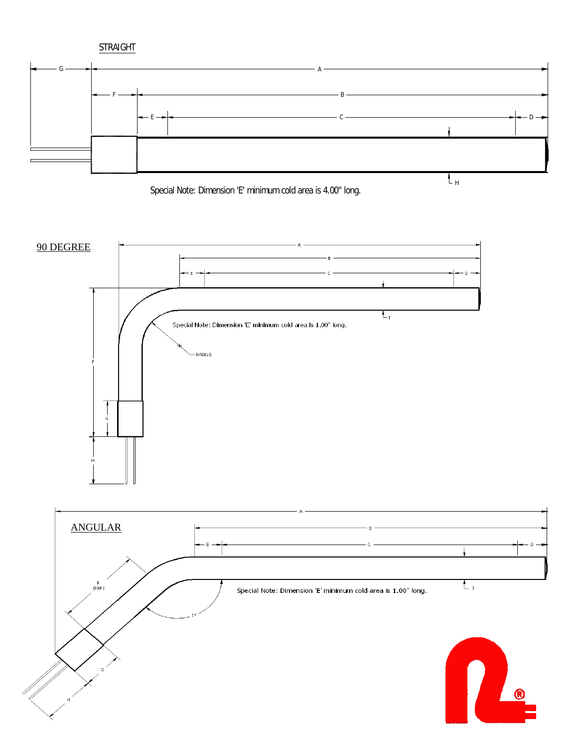## STRAIGHT

G A F B E C D H

Special Note: Dimension 'E' minimum cold area is 4.00" long.

## 90 DEGREE

A B E C D I

Special Note: Dimension 'E' minimum cold area is 1.00" long.

RADIUS

F G H

## ANGULAR

A B E C D J

Special Note: Dimension 'E' minimum cold area is 1.00" long.

F (REF)

I°

G H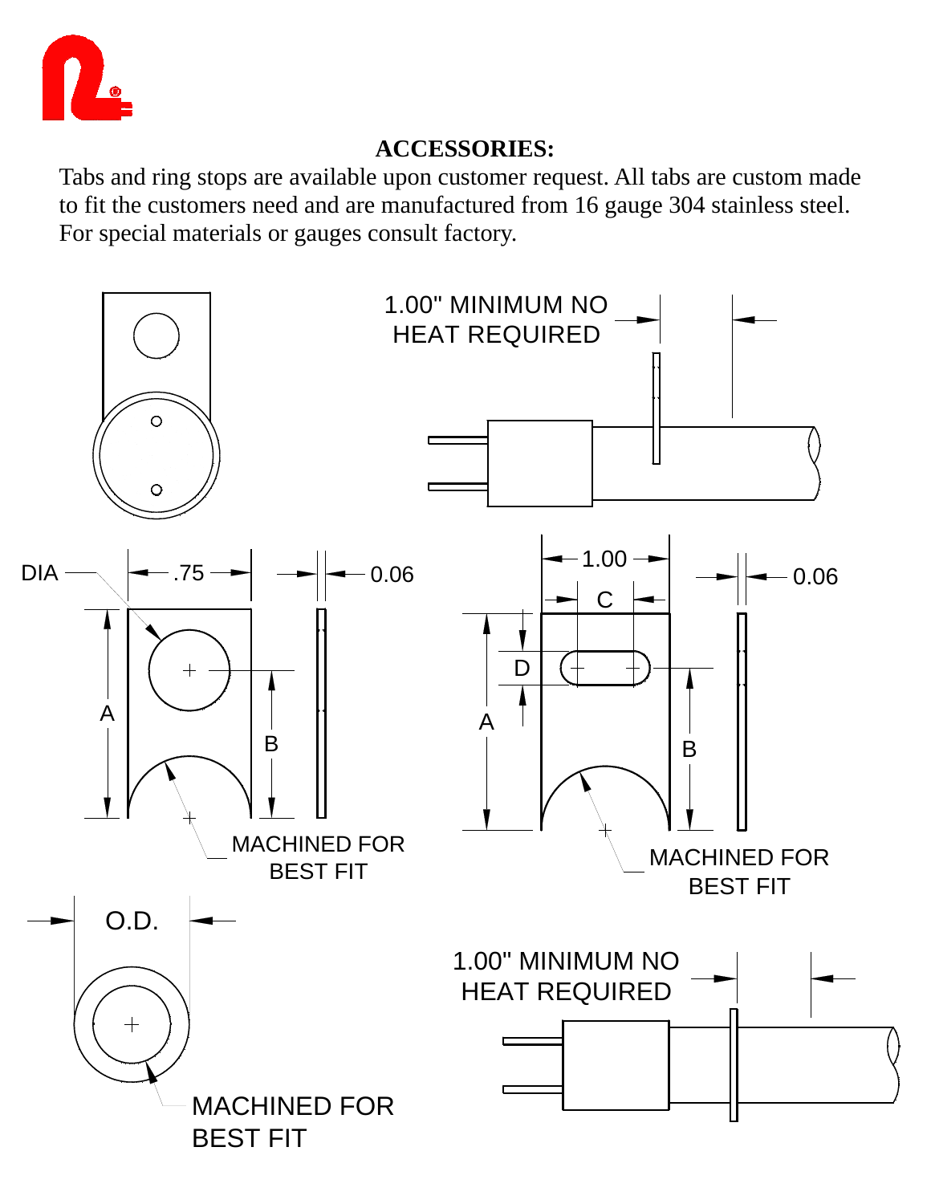## ACCESSORIES:

Tabs and ring stops are available upon customer request. All tabs are custom made to fit the customers need and are manufactured from 16 gauge 304 stainless steel. For special materials or gauges consult factory.

1.00" MINIMUM NO HEAT REQUIRED

DIA

.75

0.06

A

B

MACHINED FOR BEST FIT

1.00

C

0.06

D

A

B

MACHINED FOR BEST FIT

O.D.

MACHINED FOR BEST FIT

1.00" MINIMUM NO HEAT REQUIRED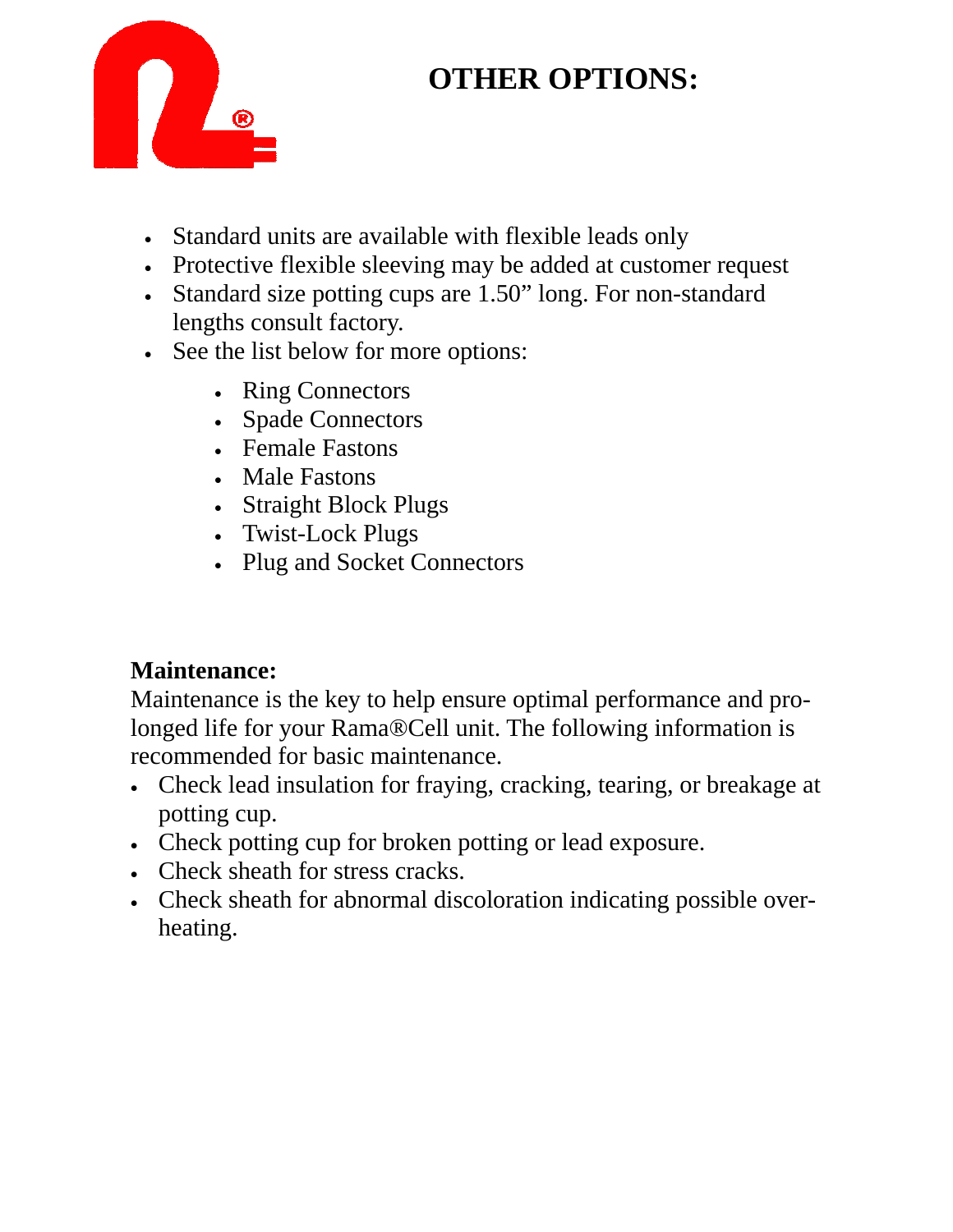# OTHER OPTIONS:

- Standard units are available with flexible leads only
- Protective flexible sleeving may be added at customer request
- Standard size potting cups are 1.50” long. For non-standard lengths consult factory.
- See the list below for more options:
  - Ring Connectors
  - Spade Connectors
  - Female Fastons
  - Male Fastons
  - Straight Block Plugs
  - Twist-Lock Plugs
  - Plug and Socket Connectors

**Maintenance:**
Maintenance is the key to help ensure optimal performance and prolonged life for your Rama®Cell unit. The following information is recommended for basic maintenance.

- Check lead insulation for fraying, cracking, tearing, or breakage at potting cup.
- Check potting cup for broken potting or lead exposure.
- Check sheath for stress cracks.
- Check sheath for abnormal discoloration indicating possible overheating.